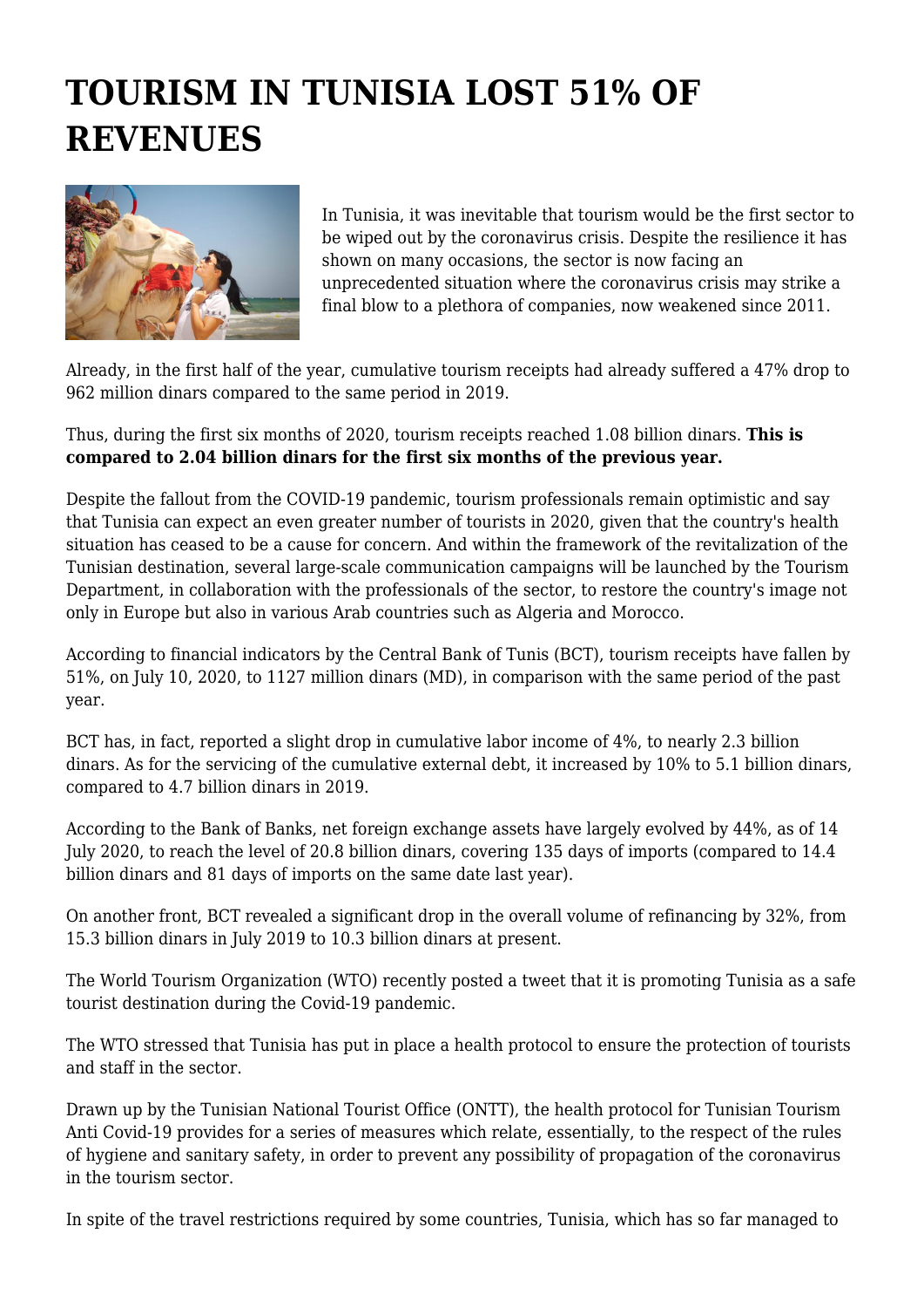# TOURISM IN TUNISIA LOST 51% OF REVENUES

In Tunisia, it was inevitable that tourism would be the first sector to be wiped out by the coronavirus crisis. Despite the resilience it has shown on many occasions, the sector is now facing an unprecedented situation where the coronavirus crisis may strike a final blow to a plethora of companies, now weakened since 2011.

Already, in the first half of the year, cumulative tourism receipts had already suffered a 47% drop to 962 million dinars compared to the same period in 2019.

Thus, during the first six months of 2020, tourism receipts reached 1.08 billion dinars. **This is compared to 2.04 billion dinars for the first six months of the previous year.**

Despite the fallout from the COVID-19 pandemic, tourism professionals remain optimistic and say that Tunisia can expect an even greater number of tourists in 2020, given that the country's health situation has ceased to be a cause for concern. And within the framework of the revitalization of the Tunisian destination, several large-scale communication campaigns will be launched by the Tourism Department, in collaboration with the professionals of the sector, to restore the country's image not only in Europe but also in various Arab countries such as Algeria and Morocco.

According to financial indicators by the Central Bank of Tunis (BCT), tourism receipts have fallen by 51%, on July 10, 2020, to 1127 million dinars (MD), in comparison with the same period of the past year.

BCT has, in fact, reported a slight drop in cumulative labor income of 4%, to nearly 2.3 billion dinars. As for the servicing of the cumulative external debt, it increased by 10% to 5.1 billion dinars, compared to 4.7 billion dinars in 2019.

According to the Bank of Banks, net foreign exchange assets have largely evolved by 44%, as of 14 July 2020, to reach the level of 20.8 billion dinars, covering 135 days of imports (compared to 14.4 billion dinars and 81 days of imports on the same date last year).

On another front, BCT revealed a significant drop in the overall volume of refinancing by 32%, from 15.3 billion dinars in July 2019 to 10.3 billion dinars at present.

The World Tourism Organization (WTO) recently posted a tweet that it is promoting Tunisia as a safe tourist destination during the Covid-19 pandemic.

The WTO stressed that Tunisia has put in place a health protocol to ensure the protection of tourists and staff in the sector.

Drawn up by the Tunisian National Tourist Office (ONTT), the health protocol for Tunisian Tourism Anti Covid-19 provides for a series of measures which relate, essentially, to the respect of the rules of hygiene and sanitary safety, in order to prevent any possibility of propagation of the coronavirus in the tourism sector.

In spite of the travel restrictions required by some countries, Tunisia, which has so far managed to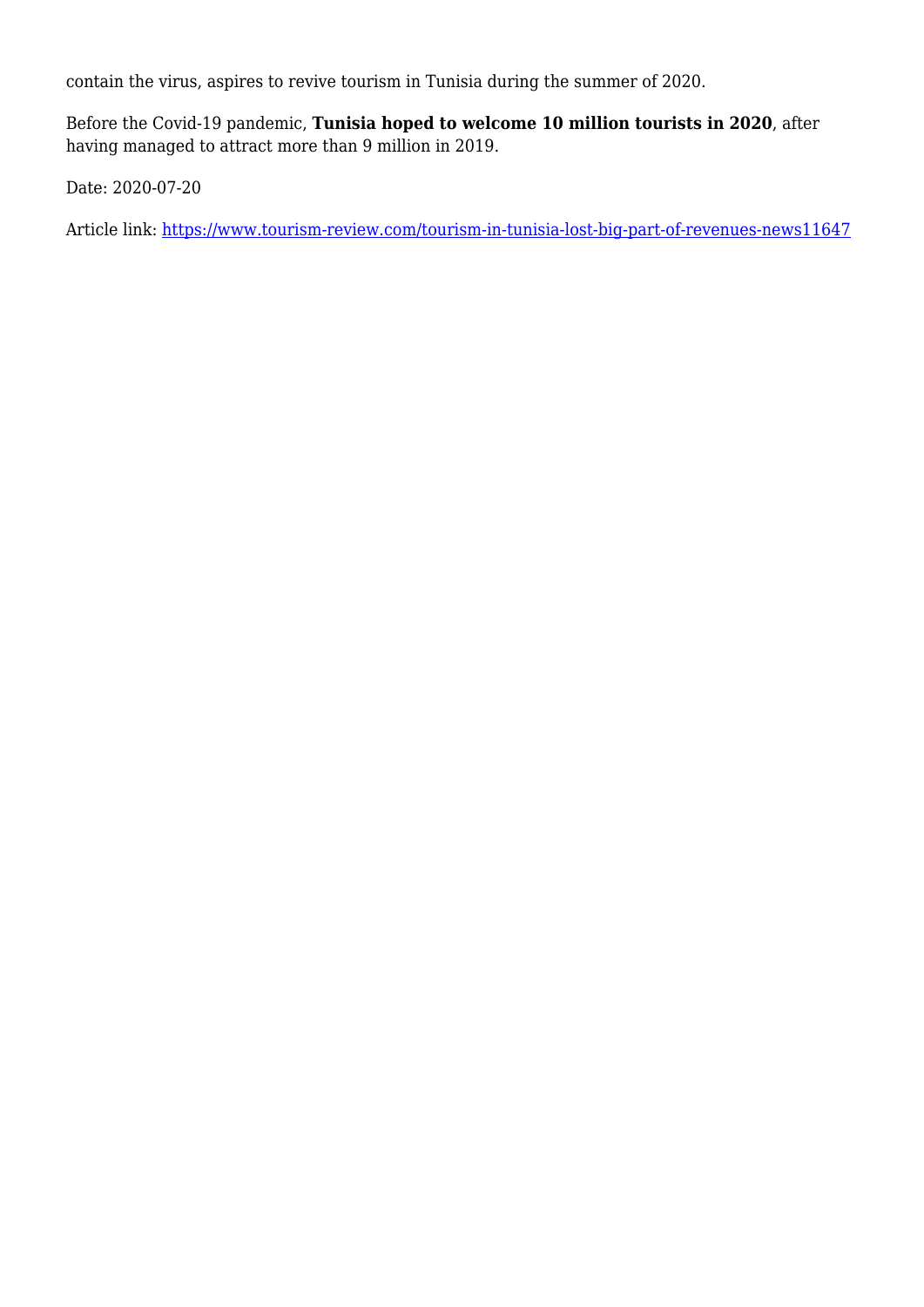contain the virus, aspires to revive tourism in Tunisia during the summer of 2020.

Before the Covid-19 pandemic, **Tunisia hoped to welcome 10 million tourists in 2020**, after having managed to attract more than 9 million in 2019.

Date: 2020-07-20

Article link: [https://www.tourism-review.com/tourism-in-tunisia-lost-big-part-of-revenues-news11647](https://www.tourism-review.com/tourism-in-tunisia-lost-big-part-of-revenues-news11647)